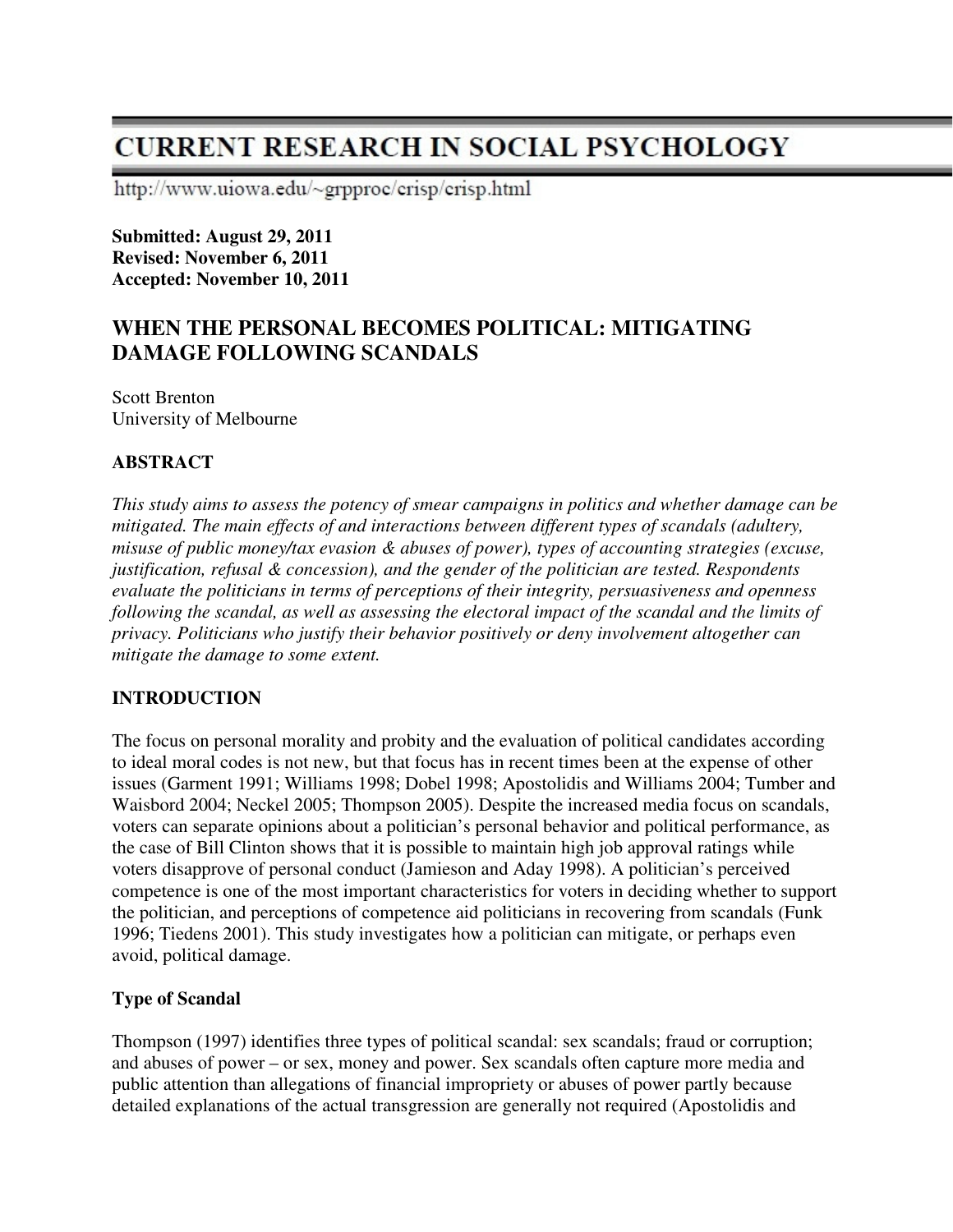# CURRENT RESEARCH IN SOCIAL PSYCHOLOGY

http://www.uiowa.edu/~grpproc/crisp/crisp.html

**Submitted: August 29, 2011**
**Revised: November 6, 2011**
**Accepted: November 10, 2011**

## WHEN THE PERSONAL BECOMES POLITICAL: MITIGATING DAMAGE FOLLOWING SCANDALS

Scott Brenton
University of Melbourne

### ABSTRACT

*This study aims to assess the potency of smear campaigns in politics and whether damage can be mitigated. The main effects of and interactions between different types of scandals (adultery, misuse of public money/tax evasion & abuses of power), types of accounting strategies (excuse, justification, refusal & concession), and the gender of the politician are tested. Respondents evaluate the politicians in terms of perceptions of their integrity, persuasiveness and openness following the scandal, as well as assessing the electoral impact of the scandal and the limits of privacy. Politicians who justify their behavior positively or deny involvement altogether can mitigate the damage to some extent.*

### INTRODUCTION

The focus on personal morality and probity and the evaluation of political candidates according to ideal moral codes is not new, but that focus has in recent times been at the expense of other issues (Garment 1991; Williams 1998; Dobel 1998; Apostolidis and Williams 2004; Tumber and Waisbord 2004; Neckel 2005; Thompson 2005). Despite the increased media focus on scandals, voters can separate opinions about a politician's personal behavior and political performance, as the case of Bill Clinton shows that it is possible to maintain high job approval ratings while voters disapprove of personal conduct (Jamieson and Aday 1998). A politician's perceived competence is one of the most important characteristics for voters in deciding whether to support the politician, and perceptions of competence aid politicians in recovering from scandals (Funk 1996; Tiedens 2001). This study investigates how a politician can mitigate, or perhaps even avoid, political damage.

#### Type of Scandal

Thompson (1997) identifies three types of political scandal: sex scandals; fraud or corruption; and abuses of power – or sex, money and power. Sex scandals often capture more media and public attention than allegations of financial impropriety or abuses of power partly because detailed explanations of the actual transgression are generally not required (Apostolidis and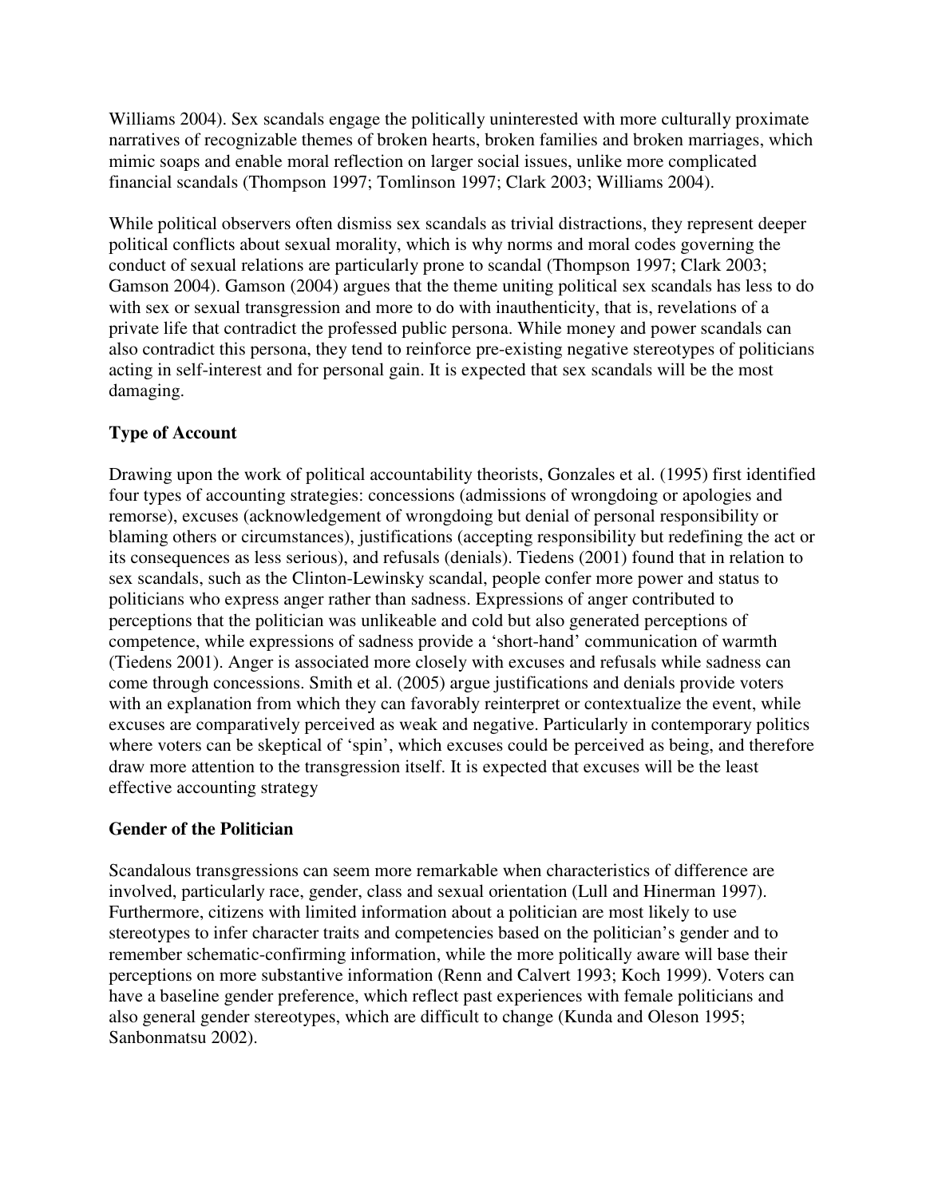Williams 2004). Sex scandals engage the politically uninterested with more culturally proximate narratives of recognizable themes of broken hearts, broken families and broken marriages, which mimic soaps and enable moral reflection on larger social issues, unlike more complicated financial scandals (Thompson 1997; Tomlinson 1997; Clark 2003; Williams 2004).

While political observers often dismiss sex scandals as trivial distractions, they represent deeper political conflicts about sexual morality, which is why norms and moral codes governing the conduct of sexual relations are particularly prone to scandal (Thompson 1997; Clark 2003; Gamson 2004). Gamson (2004) argues that the theme uniting political sex scandals has less to do with sex or sexual transgression and more to do with inauthenticity, that is, revelations of a private life that contradict the professed public persona. While money and power scandals can also contradict this persona, they tend to reinforce pre-existing negative stereotypes of politicians acting in self-interest and for personal gain. It is expected that sex scandals will be the most damaging.

**Type of Account**

Drawing upon the work of political accountability theorists, Gonzales et al. (1995) first identified four types of accounting strategies: concessions (admissions of wrongdoing or apologies and remorse), excuses (acknowledgement of wrongdoing but denial of personal responsibility or blaming others or circumstances), justifications (accepting responsibility but redefining the act or its consequences as less serious), and refusals (denials). Tiedens (2001) found that in relation to sex scandals, such as the Clinton-Lewinsky scandal, people confer more power and status to politicians who express anger rather than sadness. Expressions of anger contributed to perceptions that the politician was unlikeable and cold but also generated perceptions of competence, while expressions of sadness provide a 'short-hand' communication of warmth (Tiedens 2001). Anger is associated more closely with excuses and refusals while sadness can come through concessions. Smith et al. (2005) argue justifications and denials provide voters with an explanation from which they can favorably reinterpret or contextualize the event, while excuses are comparatively perceived as weak and negative. Particularly in contemporary politics where voters can be skeptical of 'spin', which excuses could be perceived as being, and therefore draw more attention to the transgression itself. It is expected that excuses will be the least effective accounting strategy

**Gender of the Politician**

Scandalous transgressions can seem more remarkable when characteristics of difference are involved, particularly race, gender, class and sexual orientation (Lull and Hinerman 1997). Furthermore, citizens with limited information about a politician are most likely to use stereotypes to infer character traits and competencies based on the politician's gender and to remember schematic-confirming information, while the more politically aware will base their perceptions on more substantive information (Renn and Calvert 1993; Koch 1999). Voters can have a baseline gender preference, which reflect past experiences with female politicians and also general gender stereotypes, which are difficult to change (Kunda and Oleson 1995; Sanbonmatsu 2002).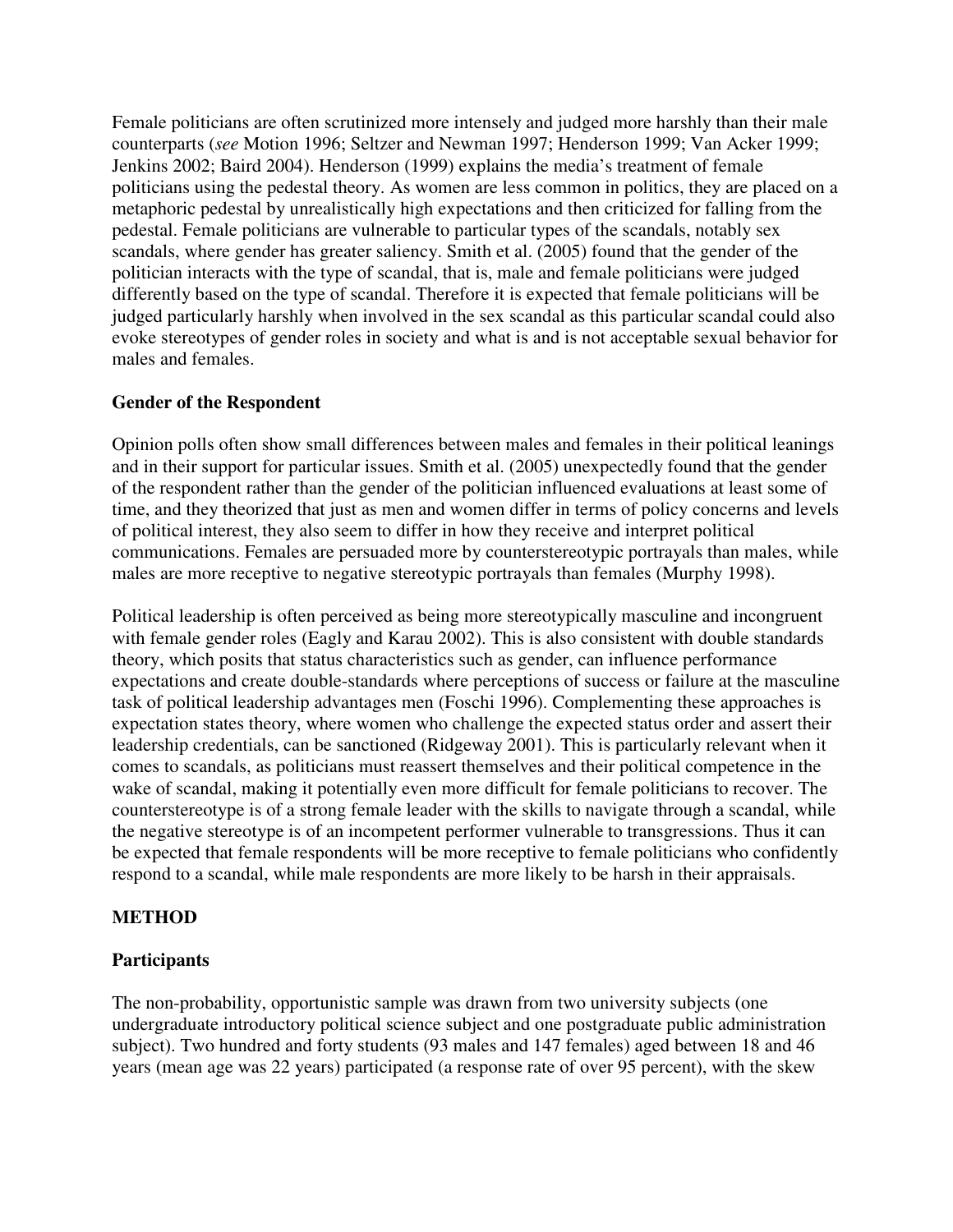Female politicians are often scrutinized more intensely and judged more harshly than their male counterparts (*see* Motion 1996; Seltzer and Newman 1997; Henderson 1999; Van Acker 1999; Jenkins 2002; Baird 2004). Henderson (1999) explains the media's treatment of female politicians using the pedestal theory. As women are less common in politics, they are placed on a metaphoric pedestal by unrealistically high expectations and then criticized for falling from the pedestal. Female politicians are vulnerable to particular types of the scandals, notably sex scandals, where gender has greater saliency. Smith et al. (2005) found that the gender of the politician interacts with the type of scandal, that is, male and female politicians were judged differently based on the type of scandal. Therefore it is expected that female politicians will be judged particularly harshly when involved in the sex scandal as this particular scandal could also evoke stereotypes of gender roles in society and what is and is not acceptable sexual behavior for males and females.

### Gender of the Respondent

Opinion polls often show small differences between males and females in their political leanings and in their support for particular issues. Smith et al. (2005) unexpectedly found that the gender of the respondent rather than the gender of the politician influenced evaluations at least some of time, and they theorized that just as men and women differ in terms of policy concerns and levels of political interest, they also seem to differ in how they receive and interpret political communications. Females are persuaded more by counterstereotypic portrayals than males, while males are more receptive to negative stereotypic portrayals than females (Murphy 1998).

Political leadership is often perceived as being more stereotypically masculine and incongruent with female gender roles (Eagly and Karau 2002). This is also consistent with double standards theory, which posits that status characteristics such as gender, can influence performance expectations and create double-standards where perceptions of success or failure at the masculine task of political leadership advantages men (Foschi 1996). Complementing these approaches is expectation states theory, where women who challenge the expected status order and assert their leadership credentials, can be sanctioned (Ridgeway 2001). This is particularly relevant when it comes to scandals, as politicians must reassert themselves and their political competence in the wake of scandal, making it potentially even more difficult for female politicians to recover. The counterstereotype is of a strong female leader with the skills to navigate through a scandal, while the negative stereotype is of an incompetent performer vulnerable to transgressions. Thus it can be expected that female respondents will be more receptive to female politicians who confidently respond to a scandal, while male respondents are more likely to be harsh in their appraisals.

## METHOD

### Participants

The non-probability, opportunistic sample was drawn from two university subjects (one undergraduate introductory political science subject and one postgraduate public administration subject). Two hundred and forty students (93 males and 147 females) aged between 18 and 46 years (mean age was 22 years) participated (a response rate of over 95 percent), with the skew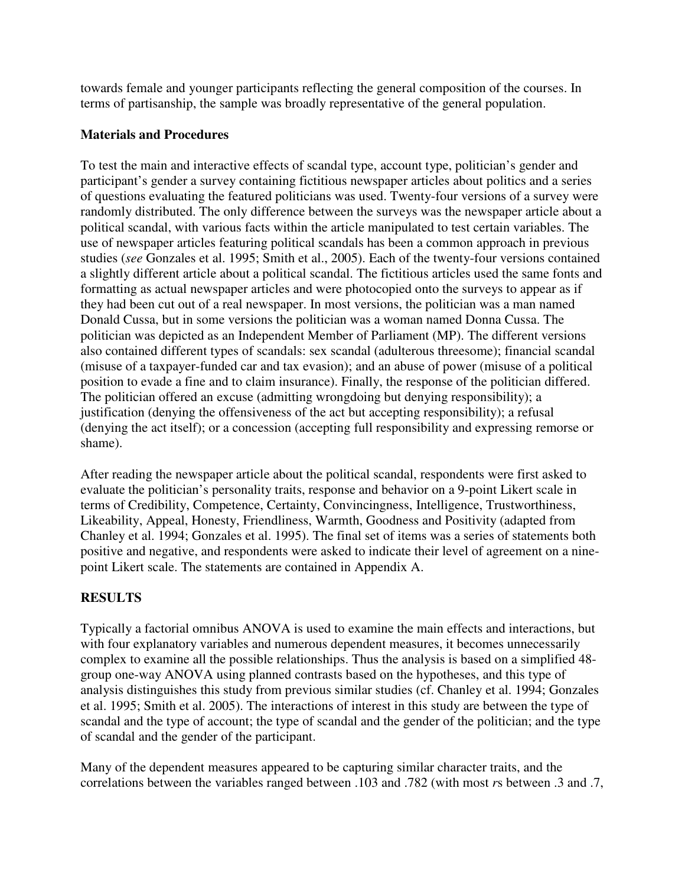towards female and younger participants reflecting the general composition of the courses. In terms of partisanship, the sample was broadly representative of the general population.

### Materials and Procedures

To test the main and interactive effects of scandal type, account type, politician's gender and participant's gender a survey containing fictitious newspaper articles about politics and a series of questions evaluating the featured politicians was used. Twenty-four versions of a survey were randomly distributed. The only difference between the surveys was the newspaper article about a political scandal, with various facts within the article manipulated to test certain variables. The use of newspaper articles featuring political scandals has been a common approach in previous studies (*see* Gonzales et al. 1995; Smith et al., 2005). Each of the twenty-four versions contained a slightly different article about a political scandal. The fictitious articles used the same fonts and formatting as actual newspaper articles and were photocopied onto the surveys to appear as if they had been cut out of a real newspaper. In most versions, the politician was a man named Donald Cussa, but in some versions the politician was a woman named Donna Cussa. The politician was depicted as an Independent Member of Parliament (MP). The different versions also contained different types of scandals: sex scandal (adulterous threesome); financial scandal (misuse of a taxpayer-funded car and tax evasion); and an abuse of power (misuse of a political position to evade a fine and to claim insurance). Finally, the response of the politician differed. The politician offered an excuse (admitting wrongdoing but denying responsibility); a justification (denying the offensiveness of the act but accepting responsibility); a refusal (denying the act itself); or a concession (accepting full responsibility and expressing remorse or shame).

After reading the newspaper article about the political scandal, respondents were first asked to evaluate the politician's personality traits, response and behavior on a 9-point Likert scale in terms of Credibility, Competence, Certainty, Convincingness, Intelligence, Trustworthiness, Likeability, Appeal, Honesty, Friendliness, Warmth, Goodness and Positivity (adapted from Chanley et al. 1994; Gonzales et al. 1995). The final set of items was a series of statements both positive and negative, and respondents were asked to indicate their level of agreement on a nine-point Likert scale. The statements are contained in Appendix A.

## RESULTS

Typically a factorial omnibus ANOVA is used to examine the main effects and interactions, but with four explanatory variables and numerous dependent measures, it becomes unnecessarily complex to examine all the possible relationships. Thus the analysis is based on a simplified 48-group one-way ANOVA using planned contrasts based on the hypotheses, and this type of analysis distinguishes this study from previous similar studies (cf. Chanley et al. 1994; Gonzales et al. 1995; Smith et al. 2005). The interactions of interest in this study are between the type of scandal and the type of account; the type of scandal and the gender of the politician; and the type of scandal and the gender of the participant.

Many of the dependent measures appeared to be capturing similar character traits, and the correlations between the variables ranged between .103 and .782 (with most *r*s between .3 and .7,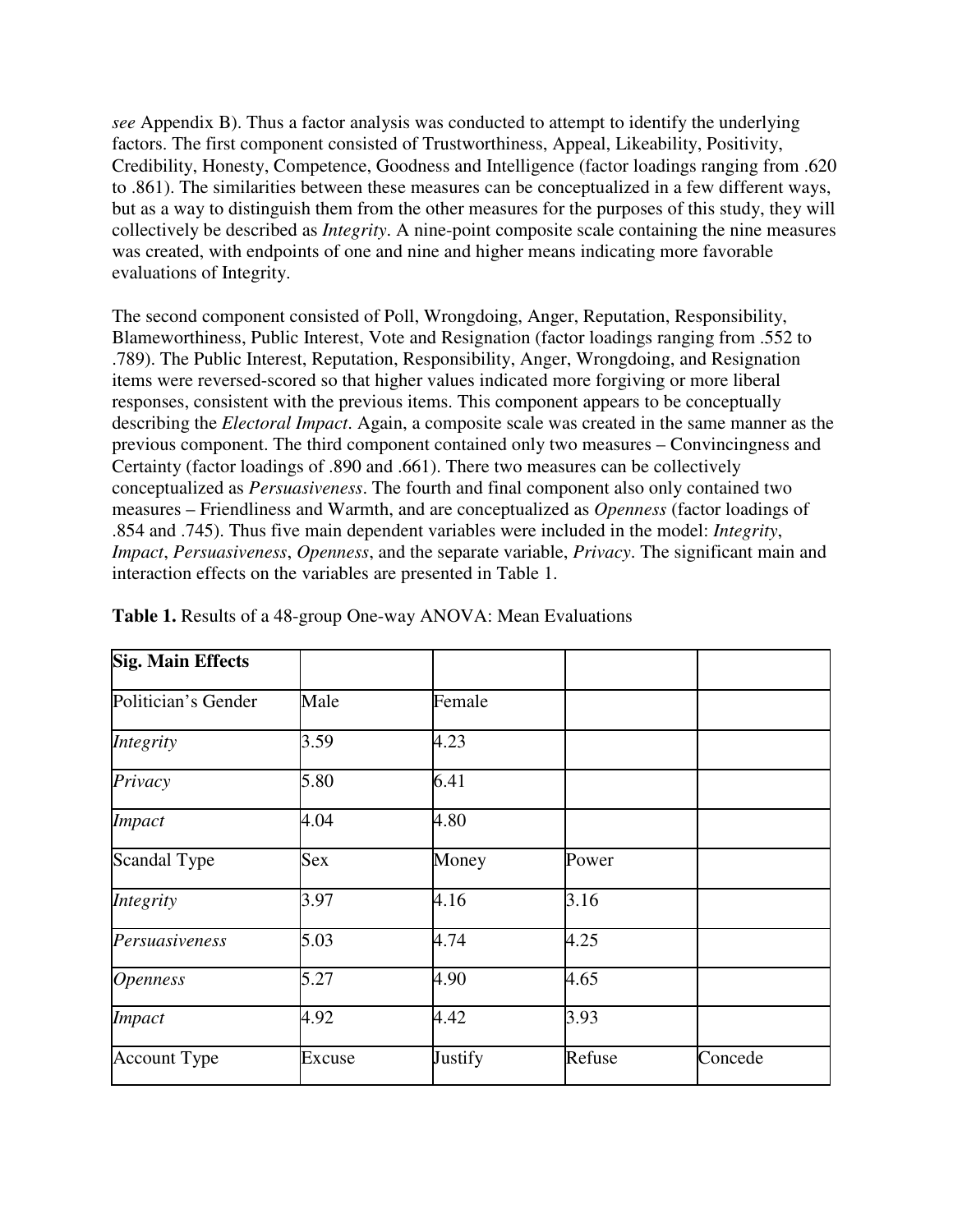*see* Appendix B). Thus a factor analysis was conducted to attempt to identify the underlying factors. The first component consisted of Trustworthiness, Appeal, Likeability, Positivity, Credibility, Honesty, Competence, Goodness and Intelligence (factor loadings ranging from .620 to .861). The similarities between these measures can be conceptualized in a few different ways, but as a way to distinguish them from the other measures for the purposes of this study, they will collectively be described as *Integrity*. A nine-point composite scale containing the nine measures was created, with endpoints of one and nine and higher means indicating more favorable evaluations of Integrity.

The second component consisted of Poll, Wrongdoing, Anger, Reputation, Responsibility, Blameworthiness, Public Interest, Vote and Resignation (factor loadings ranging from .552 to .789). The Public Interest, Reputation, Responsibility, Anger, Wrongdoing, and Resignation items were reversed-scored so that higher values indicated more forgiving or more liberal responses, consistent with the previous items. This component appears to be conceptually describing the *Electoral Impact*. Again, a composite scale was created in the same manner as the previous component. The third component contained only two measures – Convincingness and Certainty (factor loadings of .890 and .661). There two measures can be collectively conceptualized as *Persuasiveness*. The fourth and final component also only contained two measures – Friendliness and Warmth, and are conceptualized as *Openness* (factor loadings of .854 and .745). Thus five main dependent variables were included in the model: *Integrity*, *Impact*, *Persuasiveness*, *Openness*, and the separate variable, *Privacy*. The significant main and interaction effects on the variables are presented in Table 1.

**Table 1.** Results of a 48-group One-way ANOVA: Mean Evaluations

| **Sig. Main Effects** | | | | |
|---|---|---|---|---|
| Politician's Gender | Male | Female | | |
| *Integrity* | 3.59 | 4.23 | | |
| *Privacy* | 5.80 | 6.41 | | |
| *Impact* | 4.04 | 4.80 | | |
| Scandal Type | Sex | Money | Power | |
| *Integrity* | 3.97 | 4.16 | 3.16 | |
| *Persuasiveness* | 5.03 | 4.74 | 4.25 | |
| *Openness* | 5.27 | 4.90 | 4.65 | |
| *Impact* | 4.92 | 4.42 | 3.93 | |
| Account Type | Excuse | Justify | Refuse | Concede |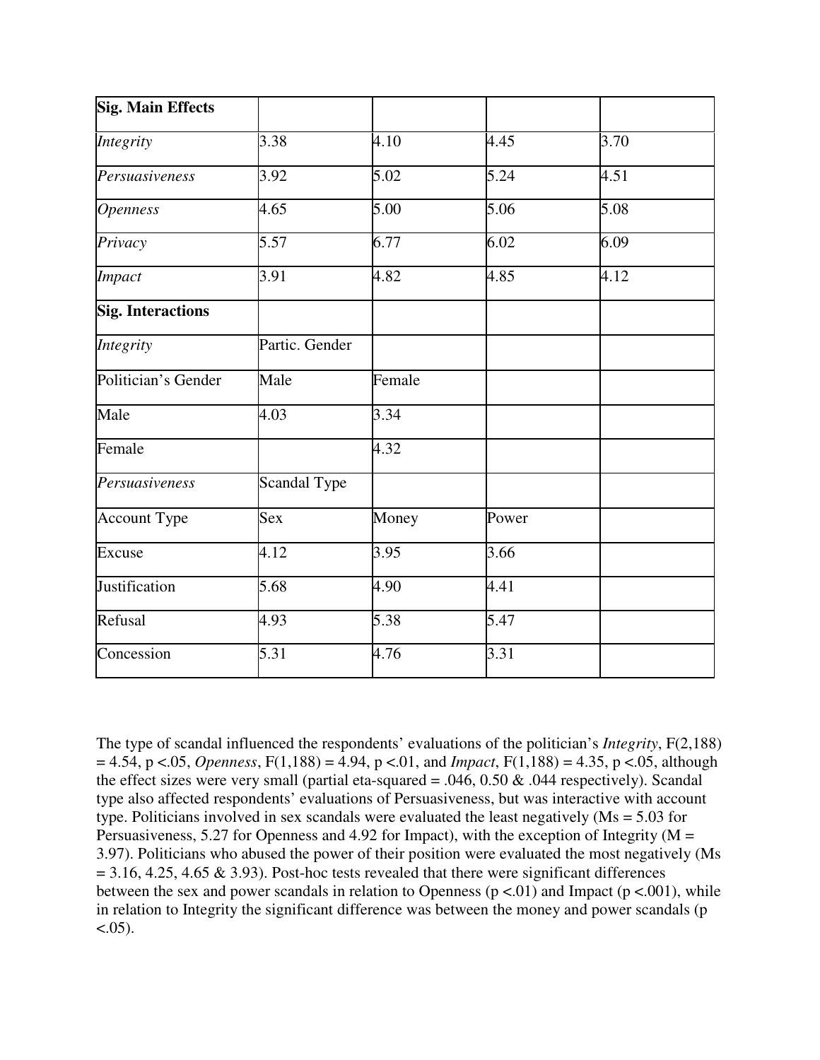| **Sig. Main Effects** | | | | |
|---|---|---|---|---|
| *Integrity* | 3.38 | 4.10 | 4.45 | 3.70 |
| *Persuasiveness* | 3.92 | 5.02 | 5.24 | 4.51 |
| *Openness* | 4.65 | 5.00 | 5.06 | 5.08 |
| *Privacy* | 5.57 | 6.77 | 6.02 | 6.09 |
| *Impact* | 3.91 | 4.82 | 4.85 | 4.12 |
| **Sig. Interactions** | | | | |
| *Integrity* | Partic. Gender | | | |
| Politician's Gender | Male | Female | | |
| Male | 4.03 | 3.34 | | |
| Female | | 4.32 | | |
| *Persuasiveness* | Scandal Type | | | |
| Account Type | Sex | Money | Power | |
| Excuse | 4.12 | 3.95 | 3.66 | |
| Justification | 5.68 | 4.90 | 4.41 | |
| Refusal | 4.93 | 5.38 | 5.47 | |
| Concession | 5.31 | 4.76 | 3.31 | |

The type of scandal influenced the respondents' evaluations of the politician's *Integrity*, $F(2,188) = 4.54$, $p < .05$, *Openness*, $F(1,188) = 4.94$, $p < .01$, and *Impact*, $F(1,188) = 4.35$, $p < .05$, although the effect sizes were very small (partial eta-squared = .046, 0.50 & .044 respectively). Scandal type also affected respondents' evaluations of Persuasiveness, but was interactive with account type. Politicians involved in sex scandals were evaluated the least negatively (Ms = 5.03 for Persuasiveness, 5.27 for Openness and 4.92 for Impact), with the exception of Integrity (M = 3.97). Politicians who abused the power of their position were evaluated the most negatively (Ms = 3.16, 4.25, 4.65 & 3.93). Post-hoc tests revealed that there were significant differences between the sex and power scandals in relation to Openness ($p < .01$) and Impact ($p < .001$), while in relation to Integrity the significant difference was between the money and power scandals ($p < .05$).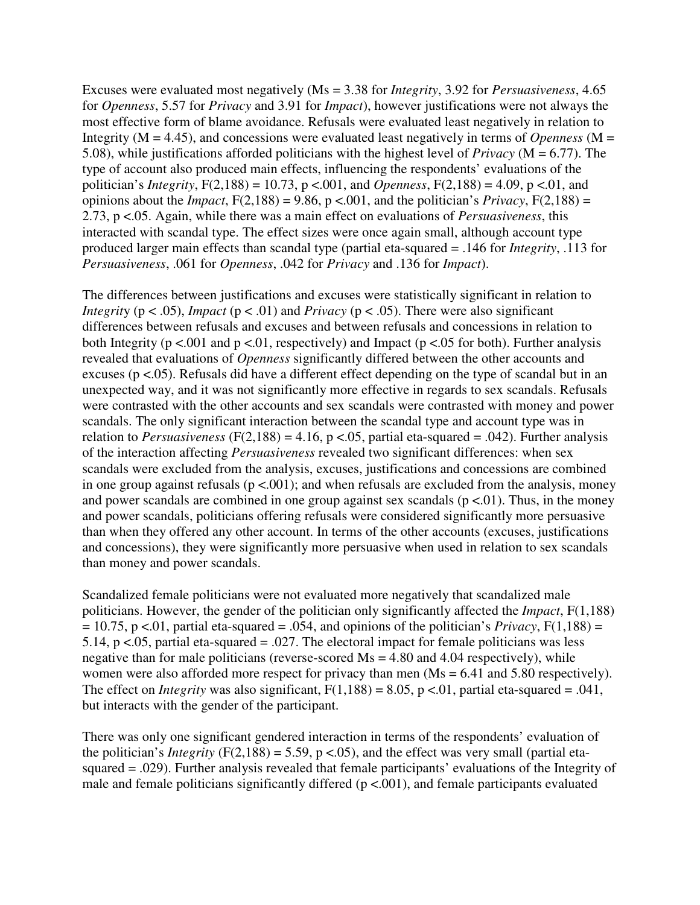Excuses were evaluated most negatively (Ms = 3.38 for *Integrity*, 3.92 for *Persuasiveness*, 4.65 for *Openness*, 5.57 for *Privacy* and 3.91 for *Impact*), however justifications were not always the most effective form of blame avoidance. Refusals were evaluated least negatively in relation to Integrity (M = 4.45), and concessions were evaluated least negatively in terms of *Openness* (M = 5.08), while justifications afforded politicians with the highest level of *Privacy* (M = 6.77). The type of account also produced main effects, influencing the respondents' evaluations of the politician's *Integrity*, $F(2,188) = 10.73$, $p < .001$, and *Openness*, $F(2,188) = 4.09$, $p < .01$, and opinions about the *Impact*, $F(2,188) = 9.86$, $p < .001$, and the politician's *Privacy*, $F(2,188) = 2.73$, $p < .05$. Again, while there was a main effect on evaluations of *Persuasiveness*, this interacted with scandal type. The effect sizes were once again small, although account type produced larger main effects than scandal type (partial eta-squared = .146 for *Integrity*, .113 for *Persuasiveness*, .061 for *Openness*, .042 for *Privacy* and .136 for *Impact*).

The differences between justifications and excuses were statistically significant in relation to *Integrity* ($p < .05$), *Impact* ($p < .01$) and *Privacy* ($p < .05$). There were also significant differences between refusals and excuses and between refusals and concessions in relation to both Integrity ($p < .001$ and $p < .01$, respectively) and Impact ($p < .05$ for both). Further analysis revealed that evaluations of *Openness* significantly differed between the other accounts and excuses ($p < .05$). Refusals did have a different effect depending on the type of scandal but in an unexpected way, and it was not significantly more effective in regards to sex scandals. Refusals were contrasted with the other accounts and sex scandals were contrasted with money and power scandals. The only significant interaction between the scandal type and account type was in relation to *Persuasiveness* ($F(2,188) = 4.16$, $p < .05$, partial eta-squared = .042). Further analysis of the interaction affecting *Persuasiveness* revealed two significant differences: when sex scandals were excluded from the analysis, excuses, justifications and concessions are combined in one group against refusals ($p < .001$); and when refusals are excluded from the analysis, money and power scandals are combined in one group against sex scandals ($p < .01$). Thus, in the money and power scandals, politicians offering refusals were considered significantly more persuasive than when they offered any other account. In terms of the other accounts (excuses, justifications and concessions), they were significantly more persuasive when used in relation to sex scandals than money and power scandals.

Scandalized female politicians were not evaluated more negatively that scandalized male politicians. However, the gender of the politician only significantly affected the *Impact*, $F(1,188) = 10.75$, $p < .01$, partial eta-squared = .054, and opinions of the politician's *Privacy*, $F(1,188) = 5.14$, $p < .05$, partial eta-squared = .027. The electoral impact for female politicians was less negative than for male politicians (reverse-scored Ms = 4.80 and 4.04 respectively), while women were also afforded more respect for privacy than men (Ms = 6.41 and 5.80 respectively). The effect on *Integrity* was also significant, $F(1,188) = 8.05$, $p < .01$, partial eta-squared = .041, but interacts with the gender of the participant.

There was only one significant gendered interaction in terms of the respondents' evaluation of the politician's *Integrity* ($F(2,188) = 5.59$, $p < .05$), and the effect was very small (partial eta-squared = .029). Further analysis revealed that female participants' evaluations of the Integrity of male and female politicians significantly differed ($p < .001$), and female participants evaluated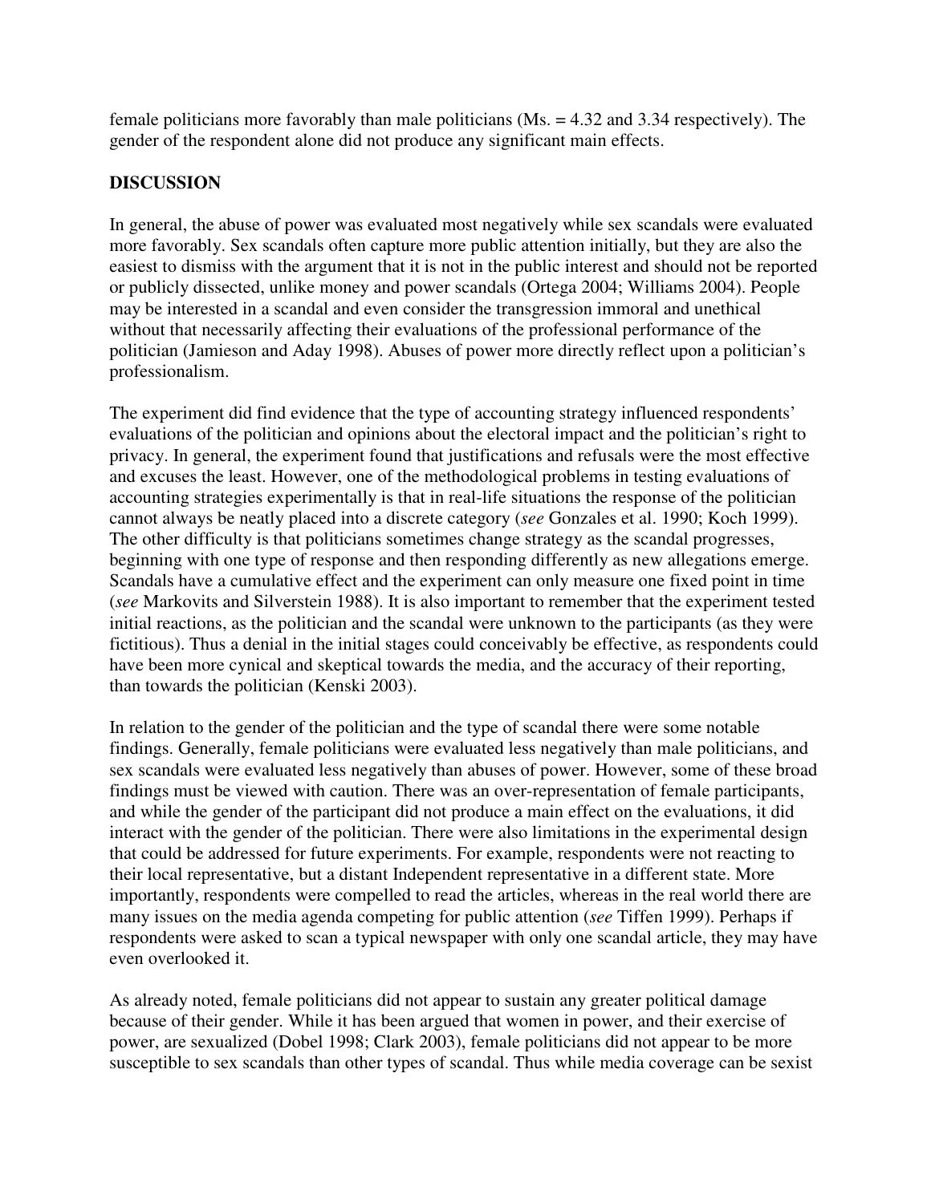female politicians more favorably than male politicians (Ms. = 4.32 and 3.34 respectively). The gender of the respondent alone did not produce any significant main effects.

## DISCUSSION

In general, the abuse of power was evaluated most negatively while sex scandals were evaluated more favorably. Sex scandals often capture more public attention initially, but they are also the easiest to dismiss with the argument that it is not in the public interest and should not be reported or publicly dissected, unlike money and power scandals (Ortega 2004; Williams 2004). People may be interested in a scandal and even consider the transgression immoral and unethical without that necessarily affecting their evaluations of the professional performance of the politician (Jamieson and Aday 1998). Abuses of power more directly reflect upon a politician's professionalism.

The experiment did find evidence that the type of accounting strategy influenced respondents' evaluations of the politician and opinions about the electoral impact and the politician's right to privacy. In general, the experiment found that justifications and refusals were the most effective and excuses the least. However, one of the methodological problems in testing evaluations of accounting strategies experimentally is that in real-life situations the response of the politician cannot always be neatly placed into a discrete category (*see* Gonzales et al. 1990; Koch 1999). The other difficulty is that politicians sometimes change strategy as the scandal progresses, beginning with one type of response and then responding differently as new allegations emerge. Scandals have a cumulative effect and the experiment can only measure one fixed point in time (*see* Markovits and Silverstein 1988). It is also important to remember that the experiment tested initial reactions, as the politician and the scandal were unknown to the participants (as they were fictitious). Thus a denial in the initial stages could conceivably be effective, as respondents could have been more cynical and skeptical towards the media, and the accuracy of their reporting, than towards the politician (Kenski 2003).

In relation to the gender of the politician and the type of scandal there were some notable findings. Generally, female politicians were evaluated less negatively than male politicians, and sex scandals were evaluated less negatively than abuses of power. However, some of these broad findings must be viewed with caution. There was an over-representation of female participants, and while the gender of the participant did not produce a main effect on the evaluations, it did interact with the gender of the politician. There were also limitations in the experimental design that could be addressed for future experiments. For example, respondents were not reacting to their local representative, but a distant Independent representative in a different state. More importantly, respondents were compelled to read the articles, whereas in the real world there are many issues on the media agenda competing for public attention (*see* Tiffen 1999). Perhaps if respondents were asked to scan a typical newspaper with only one scandal article, they may have even overlooked it.

As already noted, female politicians did not appear to sustain any greater political damage because of their gender. While it has been argued that women in power, and their exercise of power, are sexualized (Dobel 1998; Clark 2003), female politicians did not appear to be more susceptible to sex scandals than other types of scandal. Thus while media coverage can be sexist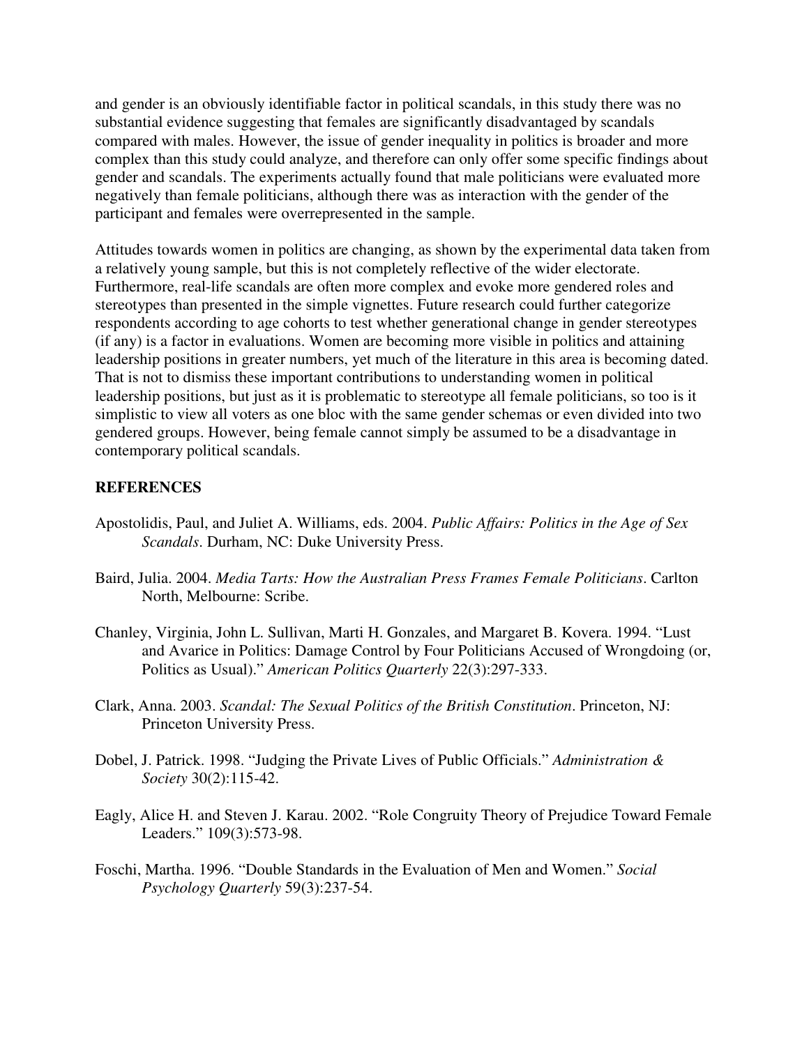and gender is an obviously identifiable factor in political scandals, in this study there was no substantial evidence suggesting that females are significantly disadvantaged by scandals compared with males. However, the issue of gender inequality in politics is broader and more complex than this study could analyze, and therefore can only offer some specific findings about gender and scandals. The experiments actually found that male politicians were evaluated more negatively than female politicians, although there was as interaction with the gender of the participant and females were overrepresented in the sample.

Attitudes towards women in politics are changing, as shown by the experimental data taken from a relatively young sample, but this is not completely reflective of the wider electorate. Furthermore, real-life scandals are often more complex and evoke more gendered roles and stereotypes than presented in the simple vignettes. Future research could further categorize respondents according to age cohorts to test whether generational change in gender stereotypes (if any) is a factor in evaluations. Women are becoming more visible in politics and attaining leadership positions in greater numbers, yet much of the literature in this area is becoming dated. That is not to dismiss these important contributions to understanding women in political leadership positions, but just as it is problematic to stereotype all female politicians, so too is it simplistic to view all voters as one bloc with the same gender schemas or even divided into two gendered groups. However, being female cannot simply be assumed to be a disadvantage in contemporary political scandals.

## REFERENCES

Apostolidis, Paul, and Juliet A. Williams, eds. 2004. *Public Affairs: Politics in the Age of Sex Scandals*. Durham, NC: Duke University Press.

Baird, Julia. 2004. *Media Tarts: How the Australian Press Frames Female Politicians*. Carlton North, Melbourne: Scribe.

Chanley, Virginia, John L. Sullivan, Marti H. Gonzales, and Margaret B. Kovera. 1994. "Lust and Avarice in Politics: Damage Control by Four Politicians Accused of Wrongdoing (or, Politics as Usual)." *American Politics Quarterly* 22(3):297-333.

Clark, Anna. 2003. *Scandal: The Sexual Politics of the British Constitution*. Princeton, NJ: Princeton University Press.

Dobel, J. Patrick. 1998. "Judging the Private Lives of Public Officials." *Administration & Society* 30(2):115-42.

Eagly, Alice H. and Steven J. Karau. 2002. "Role Congruity Theory of Prejudice Toward Female Leaders." 109(3):573-98.

Foschi, Martha. 1996. "Double Standards in the Evaluation of Men and Women." *Social Psychology Quarterly* 59(3):237-54.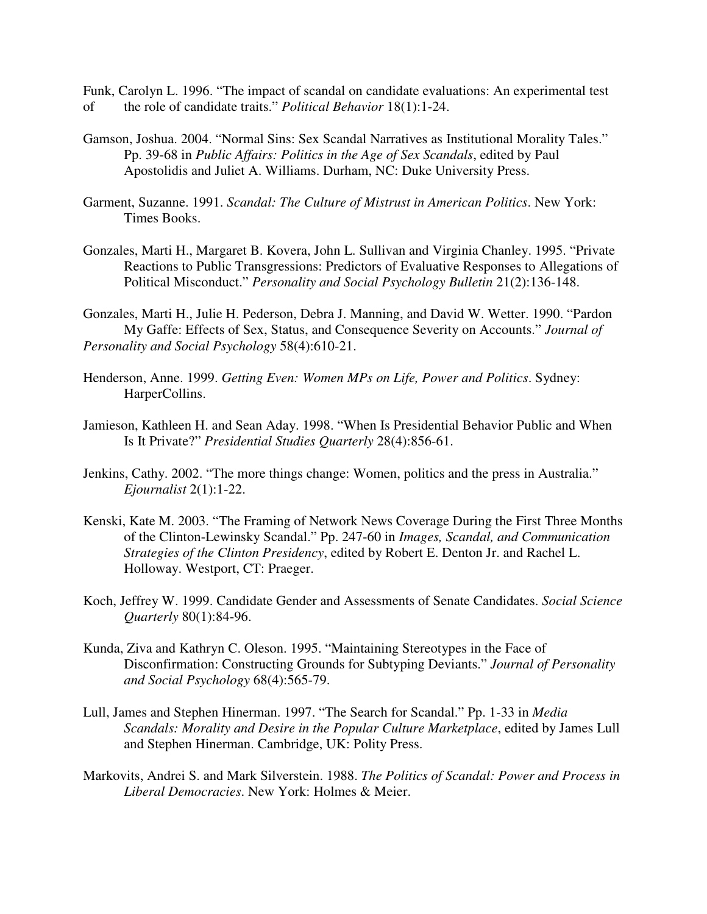Funk, Carolyn L. 1996. "The impact of scandal on candidate evaluations: An experimental test of the role of candidate traits." *Political Behavior* 18(1):1-24.

Gamson, Joshua. 2004. "Normal Sins: Sex Scandal Narratives as Institutional Morality Tales." Pp. 39-68 in *Public Affairs: Politics in the Age of Sex Scandals*, edited by Paul Apostolidis and Juliet A. Williams. Durham, NC: Duke University Press.

Garment, Suzanne. 1991. *Scandal: The Culture of Mistrust in American Politics*. New York: Times Books.

Gonzales, Marti H., Margaret B. Kovera, John L. Sullivan and Virginia Chanley. 1995. "Private Reactions to Public Transgressions: Predictors of Evaluative Responses to Allegations of Political Misconduct." *Personality and Social Psychology Bulletin* 21(2):136-148.

Gonzales, Marti H., Julie H. Pederson, Debra J. Manning, and David W. Wetter. 1990. "Pardon My Gaffe: Effects of Sex, Status, and Consequence Severity on Accounts." *Journal of Personality and Social Psychology* 58(4):610-21.

Henderson, Anne. 1999. *Getting Even: Women MPs on Life, Power and Politics*. Sydney: HarperCollins.

Jamieson, Kathleen H. and Sean Aday. 1998. "When Is Presidential Behavior Public and When Is It Private?" *Presidential Studies Quarterly* 28(4):856-61.

Jenkins, Cathy. 2002. "The more things change: Women, politics and the press in Australia." *Ejournalist* 2(1):1-22.

Kenski, Kate M. 2003. "The Framing of Network News Coverage During the First Three Months of the Clinton-Lewinsky Scandal." Pp. 247-60 in *Images, Scandal, and Communication Strategies of the Clinton Presidency*, edited by Robert E. Denton Jr. and Rachel L. Holloway. Westport, CT: Praeger.

Koch, Jeffrey W. 1999. Candidate Gender and Assessments of Senate Candidates. *Social Science Quarterly* 80(1):84-96.

Kunda, Ziva and Kathryn C. Oleson. 1995. "Maintaining Stereotypes in the Face of Disconfirmation: Constructing Grounds for Subtyping Deviants." *Journal of Personality and Social Psychology* 68(4):565-79.

Lull, James and Stephen Hinerman. 1997. "The Search for Scandal." Pp. 1-33 in *Media Scandals: Morality and Desire in the Popular Culture Marketplace*, edited by James Lull and Stephen Hinerman. Cambridge, UK: Polity Press.

Markovits, Andrei S. and Mark Silverstein. 1988. *The Politics of Scandal: Power and Process in Liberal Democracies*. New York: Holmes & Meier.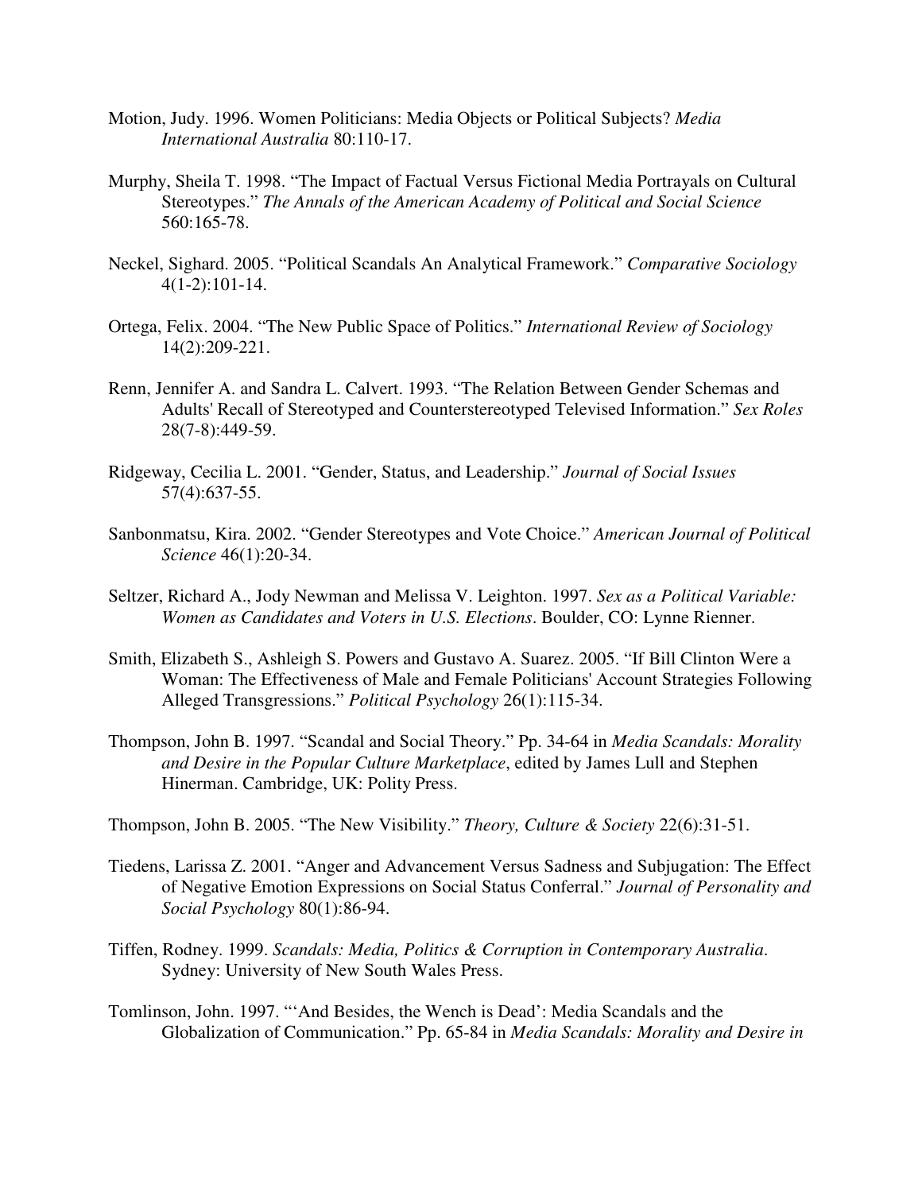Motion, Judy. 1996. Women Politicians: Media Objects or Political Subjects? *Media International Australia* 80:110-17.

Murphy, Sheila T. 1998. "The Impact of Factual Versus Fictional Media Portrayals on Cultural Stereotypes." *The Annals of the American Academy of Political and Social Science* 560:165-78.

Neckel, Sighard. 2005. "Political Scandals An Analytical Framework." *Comparative Sociology* 4(1-2):101-14.

Ortega, Felix. 2004. "The New Public Space of Politics." *International Review of Sociology* 14(2):209-221.

Renn, Jennifer A. and Sandra L. Calvert. 1993. "The Relation Between Gender Schemas and Adults' Recall of Stereotyped and Counterstereotyped Televised Information." *Sex Roles* 28(7-8):449-59.

Ridgeway, Cecilia L. 2001. "Gender, Status, and Leadership." *Journal of Social Issues* 57(4):637-55.

Sanbonmatsu, Kira. 2002. "Gender Stereotypes and Vote Choice." *American Journal of Political Science* 46(1):20-34.

Seltzer, Richard A., Jody Newman and Melissa V. Leighton. 1997. *Sex as a Political Variable: Women as Candidates and Voters in U.S. Elections*. Boulder, CO: Lynne Rienner.

Smith, Elizabeth S., Ashleigh S. Powers and Gustavo A. Suarez. 2005. "If Bill Clinton Were a Woman: The Effectiveness of Male and Female Politicians' Account Strategies Following Alleged Transgressions." *Political Psychology* 26(1):115-34.

Thompson, John B. 1997. "Scandal and Social Theory." Pp. 34-64 in *Media Scandals: Morality and Desire in the Popular Culture Marketplace*, edited by James Lull and Stephen Hinerman. Cambridge, UK: Polity Press.

Thompson, John B. 2005. "The New Visibility." *Theory, Culture & Society* 22(6):31-51.

Tiedens, Larissa Z. 2001. "Anger and Advancement Versus Sadness and Subjugation: The Effect of Negative Emotion Expressions on Social Status Conferral." *Journal of Personality and Social Psychology* 80(1):86-94.

Tiffen, Rodney. 1999. *Scandals: Media, Politics & Corruption in Contemporary Australia*. Sydney: University of New South Wales Press.

Tomlinson, John. 1997. "'And Besides, the Wench is Dead': Media Scandals and the Globalization of Communication." Pp. 65-84 in *Media Scandals: Morality and Desire in*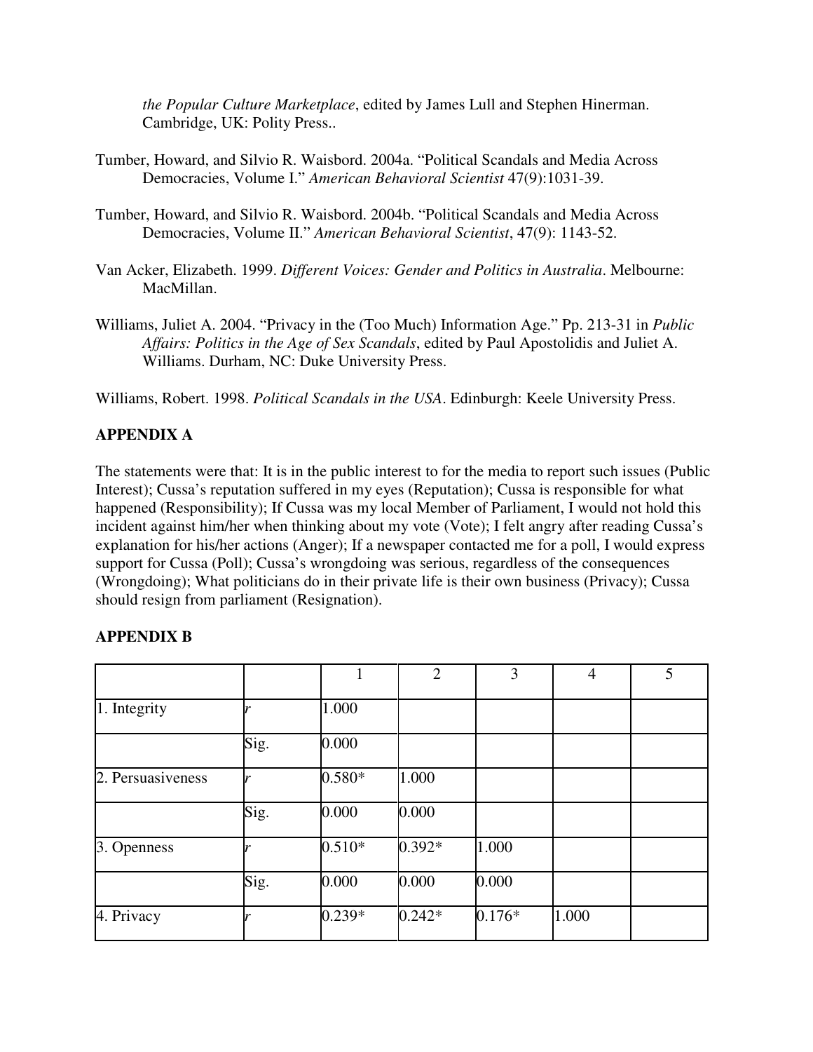*the Popular Culture Marketplace*, edited by James Lull and Stephen Hinerman. Cambridge, UK: Polity Press..

Tumber, Howard, and Silvio R. Waisbord. 2004a. "Political Scandals and Media Across Democracies, Volume I." *American Behavioral Scientist* 47(9):1031-39.

Tumber, Howard, and Silvio R. Waisbord. 2004b. "Political Scandals and Media Across Democracies, Volume II." *American Behavioral Scientist*, 47(9): 1143-52.

Van Acker, Elizabeth. 1999. *Different Voices: Gender and Politics in Australia*. Melbourne: MacMillan.

Williams, Juliet A. 2004. "Privacy in the (Too Much) Information Age." Pp. 213-31 in *Public Affairs: Politics in the Age of Sex Scandals*, edited by Paul Apostolidis and Juliet A. Williams. Durham, NC: Duke University Press.

Williams, Robert. 1998. *Political Scandals in the USA*. Edinburgh: Keele University Press.

## APPENDIX A

The statements were that: It is in the public interest to for the media to report such issues (Public Interest); Cussa's reputation suffered in my eyes (Reputation); Cussa is responsible for what happened (Responsibility); If Cussa was my local Member of Parliament, I would not hold this incident against him/her when thinking about my vote (Vote); I felt angry after reading Cussa's explanation for his/her actions (Anger); If a newspaper contacted me for a poll, I would express support for Cussa (Poll); Cussa's wrongdoing was serious, regardless of the consequences (Wrongdoing); What politicians do in their private life is their own business (Privacy); Cussa should resign from parliament (Resignation).

## APPENDIX B

| | | 1 | 2 | 3 | 4 | 5 |
|---|---|---|---|---|---|---|
| 1. Integrity | *r* | 1.000 | | | | |
| | Sig. | 0.000 | | | | |
| 2. Persuasiveness | *r* | 0.580* | 1.000 | | | |
| | Sig. | 0.000 | 0.000 | | | |
| 3. Openness | *r* | 0.510* | 0.392* | 1.000 | | |
| | Sig. | 0.000 | 0.000 | 0.000 | | |
| 4. Privacy | *r* | 0.239* | 0.242* | 0.176* | 1.000 | |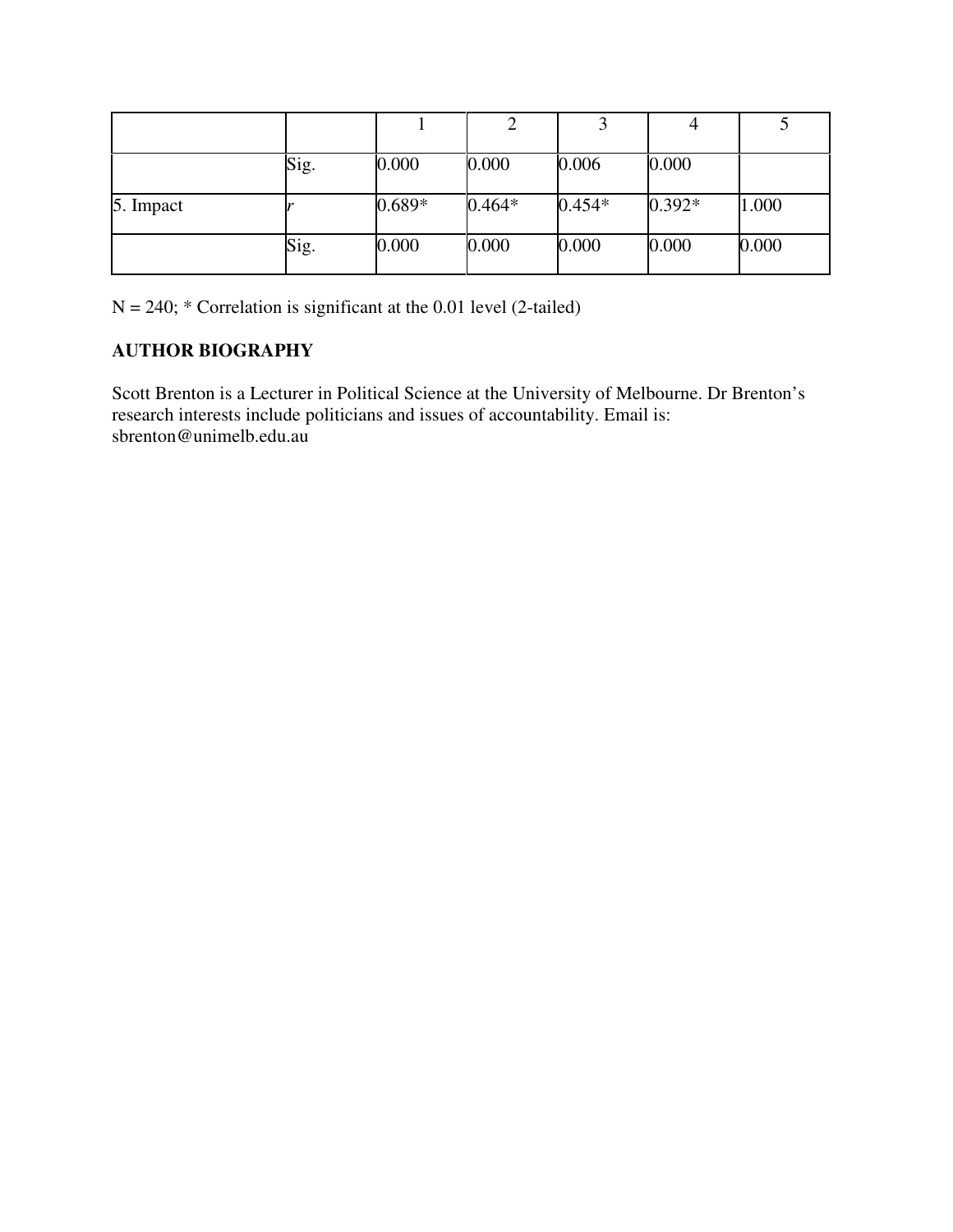| | | 1 | 2 | 3 | 4 | 5 |
|---|---|---|---|---|---|---|
| | Sig. | 0.000 | 0.000 | 0.006 | 0.000 | |
| 5. Impact | *r* | 0.689* | 0.464* | 0.454* | 0.392* | 1.000 |
| | Sig. | 0.000 | 0.000 | 0.000 | 0.000 | 0.000 |

N = 240; * Correlation is significant at the 0.01 level (2-tailed)

**AUTHOR BIOGRAPHY**

Scott Brenton is a Lecturer in Political Science at the University of Melbourne. Dr Brenton's research interests include politicians and issues of accountability. Email is: sbrenton@unimelb.edu.au